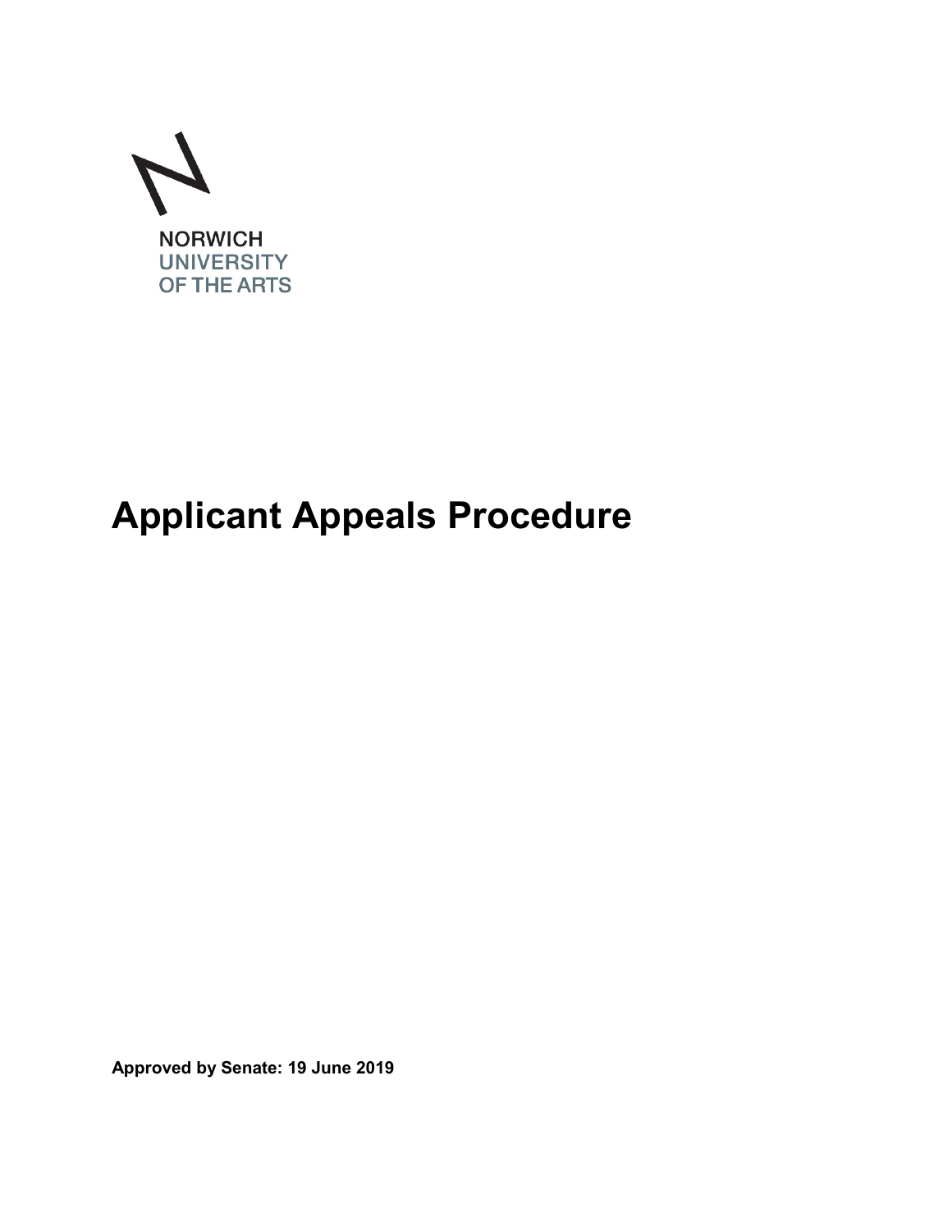NORWICH
UNIVERSITY
OF THE ARTS

# Applicant Appeals Procedure

**Approved by Senate: 19 June 2019**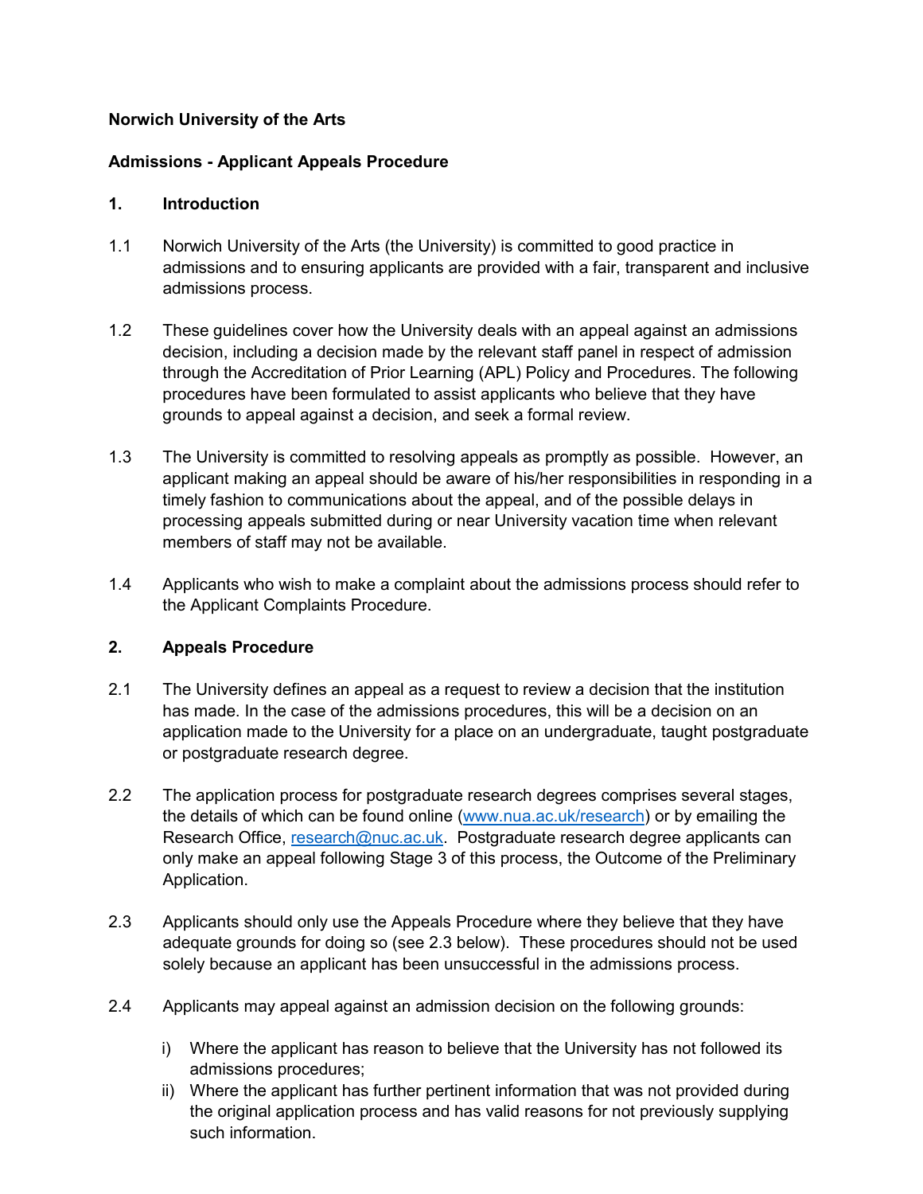**Norwich University of the Arts**

**Admissions - Applicant Appeals Procedure**

## 1. Introduction

1.1 Norwich University of the Arts (the University) is committed to good practice in admissions and to ensuring applicants are provided with a fair, transparent and inclusive admissions process.

1.2 These guidelines cover how the University deals with an appeal against an admissions decision, including a decision made by the relevant staff panel in respect of admission through the Accreditation of Prior Learning (APL) Policy and Procedures. The following procedures have been formulated to assist applicants who believe that they have grounds to appeal against a decision, and seek a formal review.

1.3 The University is committed to resolving appeals as promptly as possible. However, an applicant making an appeal should be aware of his/her responsibilities in responding in a timely fashion to communications about the appeal, and of the possible delays in processing appeals submitted during or near University vacation time when relevant members of staff may not be available.

1.4 Applicants who wish to make a complaint about the admissions process should refer to the Applicant Complaints Procedure.

## 2. Appeals Procedure

2.1 The University defines an appeal as a request to review a decision that the institution has made. In the case of the admissions procedures, this will be a decision on an application made to the University for a place on an undergraduate, taught postgraduate or postgraduate research degree.

2.2 The application process for postgraduate research degrees comprises several stages, the details of which can be found online ([www.nua.ac.uk/research](www.nua.ac.uk/research)) or by emailing the Research Office, [research@nuc.ac.uk](mailto:research@nuc.ac.uk). Postgraduate research degree applicants can only make an appeal following Stage 3 of this process, the Outcome of the Preliminary Application.

2.3 Applicants should only use the Appeals Procedure where they believe that they have adequate grounds for doing so (see 2.3 below). These procedures should not be used solely because an applicant has been unsuccessful in the admissions process.

2.4 Applicants may appeal against an admission decision on the following grounds:

i) Where the applicant has reason to believe that the University has not followed its admissions procedures;
ii) Where the applicant has further pertinent information that was not provided during the original application process and has valid reasons for not previously supplying such information.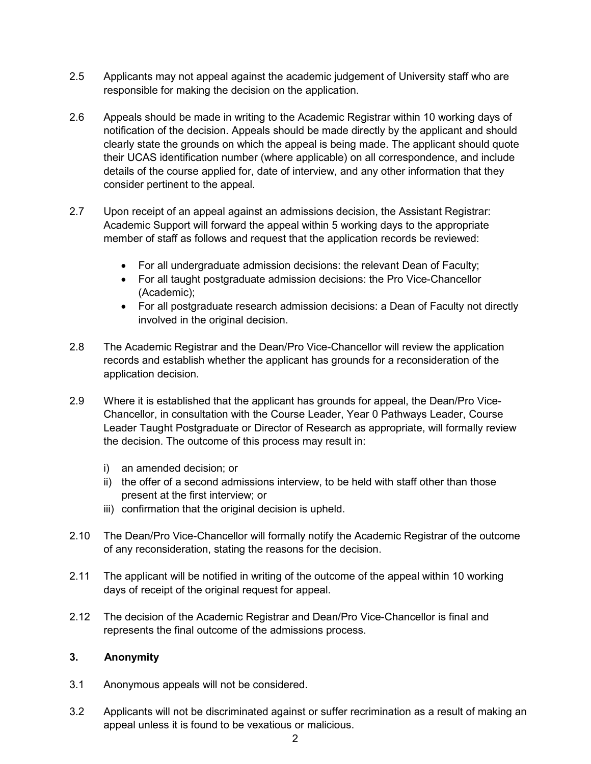2.5 Applicants may not appeal against the academic judgement of University staff who are responsible for making the decision on the application.

2.6 Appeals should be made in writing to the Academic Registrar within 10 working days of notification of the decision. Appeals should be made directly by the applicant and should clearly state the grounds on which the appeal is being made. The applicant should quote their UCAS identification number (where applicable) on all correspondence, and include details of the course applied for, date of interview, and any other information that they consider pertinent to the appeal.

2.7 Upon receipt of an appeal against an admissions decision, the Assistant Registrar: Academic Support will forward the appeal within 5 working days to the appropriate member of staff as follows and request that the application records be reviewed:

- For all undergraduate admission decisions: the relevant Dean of Faculty;
- For all taught postgraduate admission decisions: the Pro Vice-Chancellor (Academic);
- For all postgraduate research admission decisions: a Dean of Faculty not directly involved in the original decision.

2.8 The Academic Registrar and the Dean/Pro Vice-Chancellor will review the application records and establish whether the applicant has grounds for a reconsideration of the application decision.

2.9 Where it is established that the applicant has grounds for appeal, the Dean/Pro Vice-Chancellor, in consultation with the Course Leader, Year 0 Pathways Leader, Course Leader Taught Postgraduate or Director of Research as appropriate, will formally review the decision. The outcome of this process may result in:

i) an amended decision; or
ii) the offer of a second admissions interview, to be held with staff other than those present at the first interview; or
iii) confirmation that the original decision is upheld.

2.10 The Dean/Pro Vice-Chancellor will formally notify the Academic Registrar of the outcome of any reconsideration, stating the reasons for the decision.

2.11 The applicant will be notified in writing of the outcome of the appeal within 10 working days of receipt of the original request for appeal.

2.12 The decision of the Academic Registrar and Dean/Pro Vice-Chancellor is final and represents the final outcome of the admissions process.

## 3. Anonymity

3.1 Anonymous appeals will not be considered.

3.2 Applicants will not be discriminated against or suffer recrimination as a result of making an appeal unless it is found to be vexatious or malicious.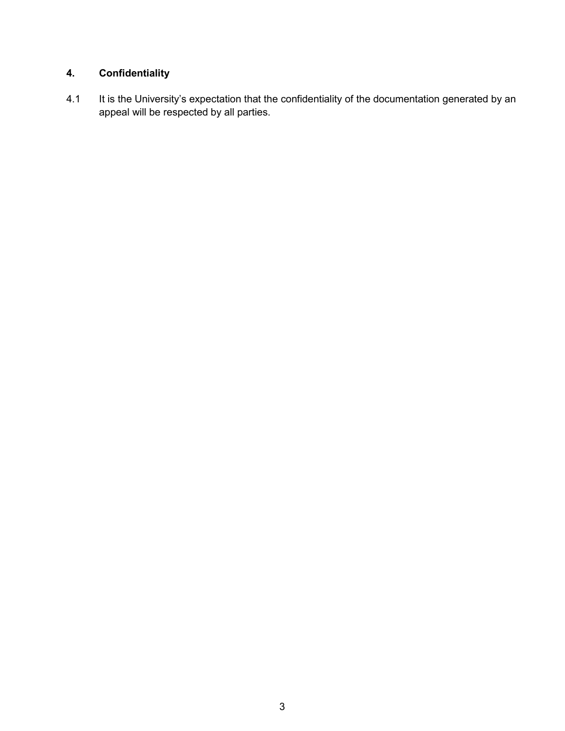## 4. Confidentiality

4.1 It is the University's expectation that the confidentiality of the documentation generated by an appeal will be respected by all parties.